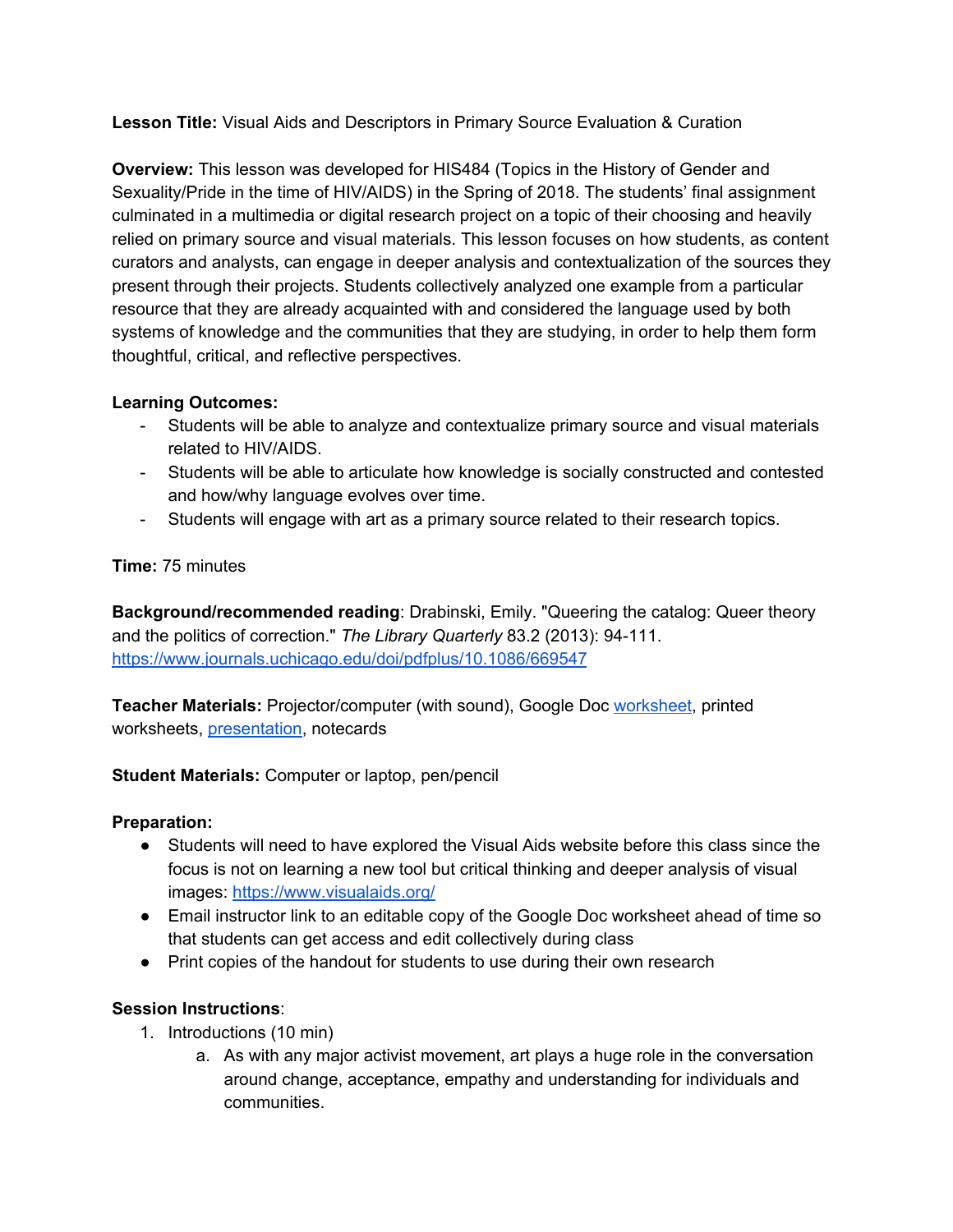**Lesson Title:** Visual Aids and Descriptors in Primary Source Evaluation & Curation

**Overview:** This lesson was developed for HIS484 (Topics in the History of Gender and Sexuality/Pride in the time of HIV/AIDS) in the Spring of 2018. The students' final assignment culminated in a multimedia or digital research project on a topic of their choosing and heavily relied on primary source and visual materials. This lesson focuses on how students, as content curators and analysts, can engage in deeper analysis and contextualization of the sources they present through their projects. Students collectively analyzed one example from a particular resource that they are already acquainted with and considered the language used by both systems of knowledge and the communities that they are studying, in order to help them form thoughtful, critical, and reflective perspectives.

**Learning Outcomes:**

- Students will be able to analyze and contextualize primary source and visual materials related to HIV/AIDS.
- Students will be able to articulate how knowledge is socially constructed and contested and how/why language evolves over time.
- Students will engage with art as a primary source related to their research topics.

**Time:** 75 minutes

**Background/recommended reading**: Drabinski, Emily. "Queering the catalog: Queer theory and the politics of correction." *The Library Quarterly* 83.2 (2013): 94-111. https://www.journals.uchicago.edu/doi/pdfplus/10.1086/669547

**Teacher Materials:** Projector/computer (with sound), Google Doc worksheet, printed worksheets, presentation, notecards

**Student Materials:** Computer or laptop, pen/pencil

**Preparation:**

- Students will need to have explored the Visual Aids website before this class since the focus is not on learning a new tool but critical thinking and deeper analysis of visual images: https://www.visualaids.org/
- Email instructor link to an editable copy of the Google Doc worksheet ahead of time so that students can get access and edit collectively during class
- Print copies of the handout for students to use during their own research

**Session Instructions**:

1. Introductions (10 min)
    a. As with any major activist movement, art plays a huge role in the conversation around change, acceptance, empathy and understanding for individuals and communities.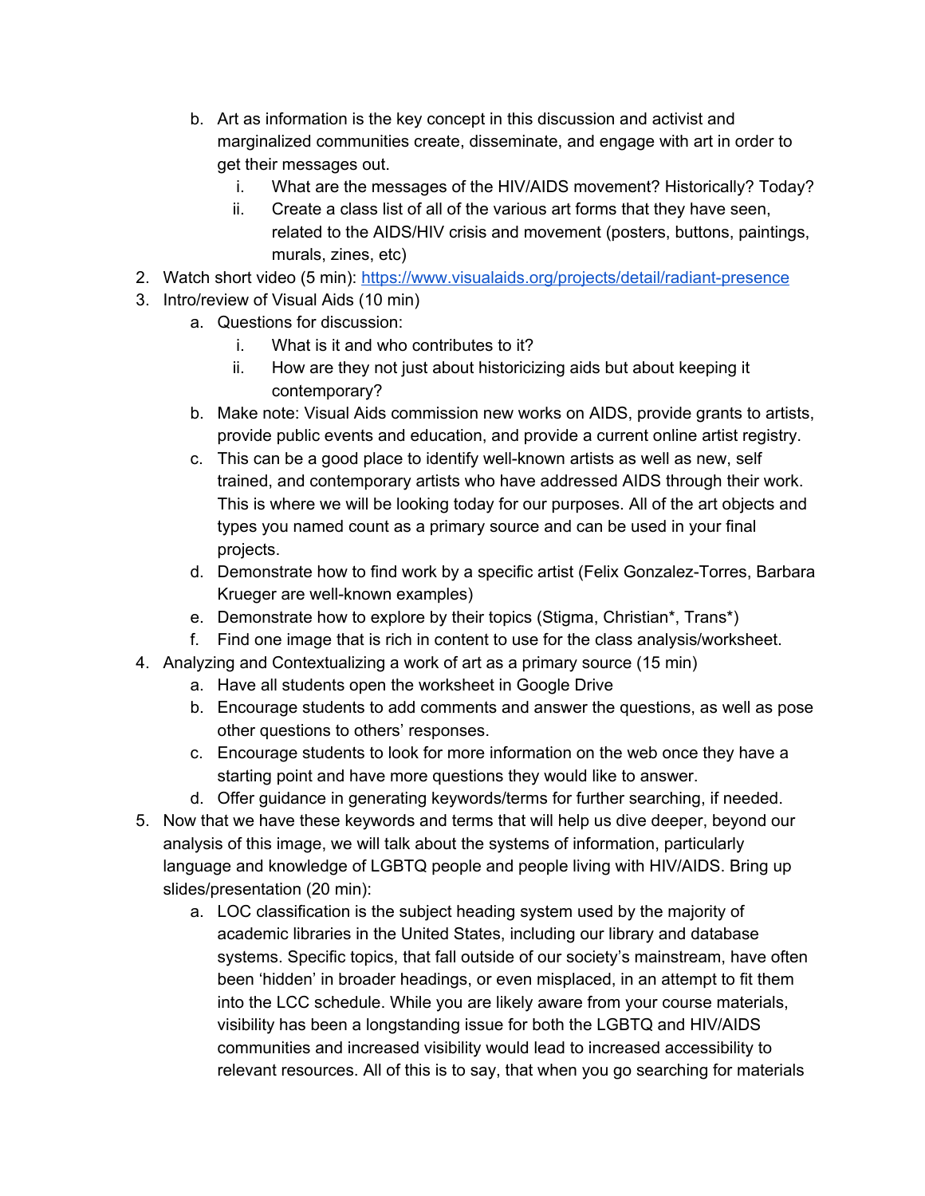b. Art as information is the key concept in this discussion and activist and marginalized communities create, disseminate, and engage with art in order to get their messages out.
      i. What are the messages of the HIV/AIDS movement? Historically? Today?
      ii. Create a class list of all of the various art forms that they have seen, related to the AIDS/HIV crisis and movement (posters, buttons, paintings, murals, zines, etc)
2. Watch short video (5 min): [https://www.visualaids.org/projects/detail/radiant-presence](https://www.visualaids.org/projects/detail/radiant-presence)
3. Intro/review of Visual Aids (10 min)
   a. Questions for discussion:
      i. What is it and who contributes to it?
      ii. How are they not just about historicizing aids but about keeping it contemporary?
   b. Make note: Visual Aids commission new works on AIDS, provide grants to artists, provide public events and education, and provide a current online artist registry.
   c. This can be a good place to identify well-known artists as well as new, self trained, and contemporary artists who have addressed AIDS through their work. This is where we will be looking today for our purposes. All of the art objects and types you named count as a primary source and can be used in your final projects.
   d. Demonstrate how to find work by a specific artist (Felix Gonzalez-Torres, Barbara Krueger are well-known examples)
   e. Demonstrate how to explore by their topics (Stigma, Christian*, Trans*)
   f. Find one image that is rich in content to use for the class analysis/worksheet.
4. Analyzing and Contextualizing a work of art as a primary source (15 min)
   a. Have all students open the worksheet in Google Drive
   b. Encourage students to add comments and answer the questions, as well as pose other questions to others' responses.
   c. Encourage students to look for more information on the web once they have a starting point and have more questions they would like to answer.
   d. Offer guidance in generating keywords/terms for further searching, if needed.
5. Now that we have these keywords and terms that will help us dive deeper, beyond our analysis of this image, we will talk about the systems of information, particularly language and knowledge of LGBTQ people and people living with HIV/AIDS. Bring up slides/presentation (20 min):
   a. LOC classification is the subject heading system used by the majority of academic libraries in the United States, including our library and database systems. Specific topics, that fall outside of our society's mainstream, have often been 'hidden' in broader headings, or even misplaced, in an attempt to fit them into the LCC schedule. While you are likely aware from your course materials, visibility has been a longstanding issue for both the LGBTQ and HIV/AIDS communities and increased visibility would lead to increased accessibility to relevant resources. All of this is to say, that when you go searching for materials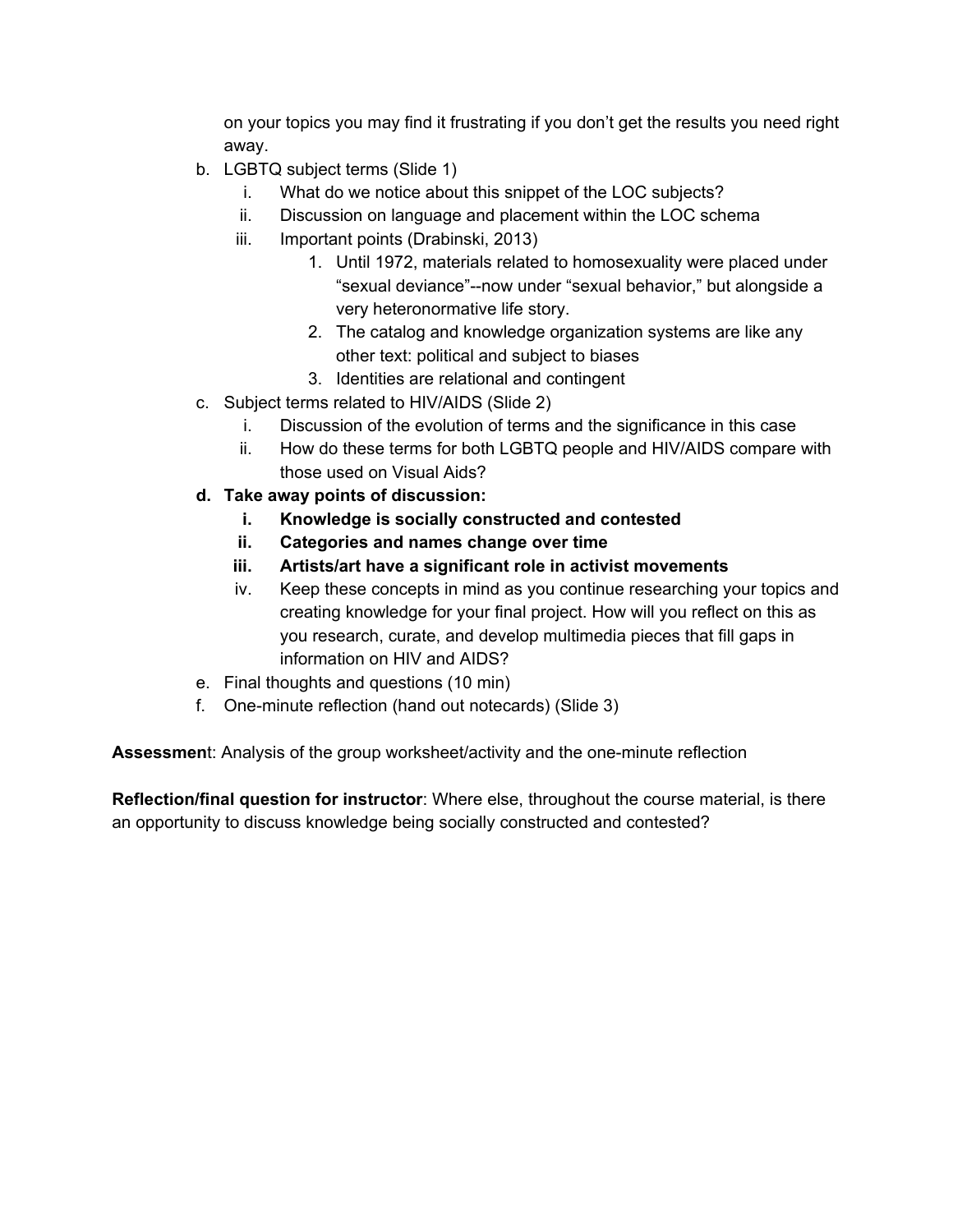on your topics you may find it frustrating if you don't get the results you need right away.

b. LGBTQ subject terms (Slide 1)
    i. What do we notice about this snippet of the LOC subjects?
    ii. Discussion on language and placement within the LOC schema
    iii. Important points (Drabinski, 2013)
        1. Until 1972, materials related to homosexuality were placed under "sexual deviance"--now under "sexual behavior," but alongside a very heteronormative life story.
        2. The catalog and knowledge organization systems are like any other text: political and subject to biases
        3. Identities are relational and contingent

c. Subject terms related to HIV/AIDS (Slide 2)
    i. Discussion of the evolution of terms and the significance in this case
    ii. How do these terms for both LGBTQ people and HIV/AIDS compare with those used on Visual Aids?

**d. Take away points of discussion:**
    **i. Knowledge is socially constructed and contested**
    **ii. Categories and names change over time**
    **iii. Artists/art have a significant role in activist movements**
    iv. Keep these concepts in mind as you continue researching your topics and creating knowledge for your final project. How will you reflect on this as you research, curate, and develop multimedia pieces that fill gaps in information on HIV and AIDS?

e. Final thoughts and questions (10 min)

f. One-minute reflection (hand out notecards) (Slide 3)

**Assessmen**t: Analysis of the group worksheet/activity and the one-minute reflection

**Reflection/final question for instructor**: Where else, throughout the course material, is there an opportunity to discuss knowledge being socially constructed and contested?